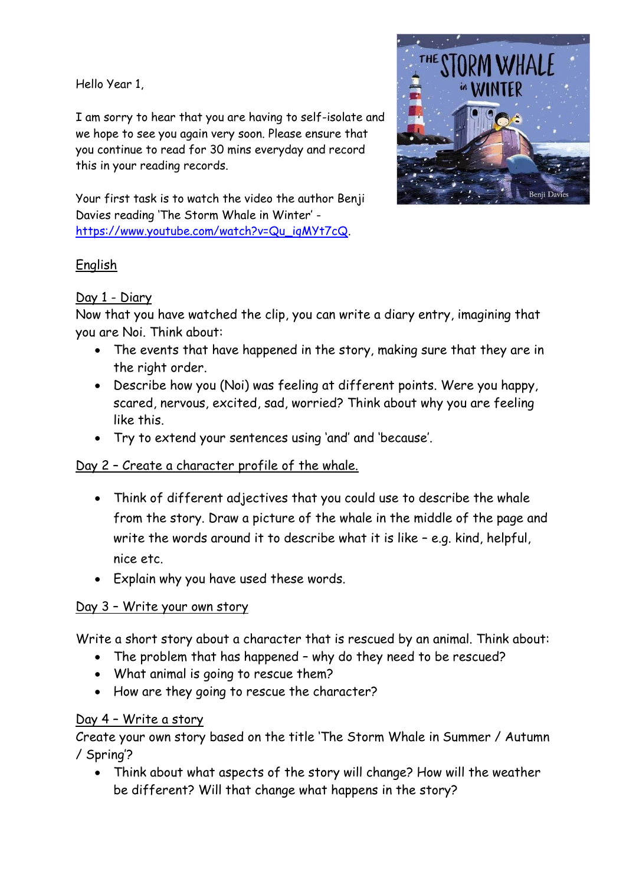Hello Year 1,

I am sorry to hear that you are having to self-isolate and we hope to see you again very soon. Please ensure that you continue to read for 30 mins everyday and record this in your reading records.

Your first task is to watch the video the author Benji Davies reading 'The Storm Whale in Winter' - https://www.youtube.com/watch?v=Qu_iqMYt7cQ.

## English

### Day 1 - Diary

Now that you have watched the clip, you can write a diary entry, imagining that you are Noi. Think about:

- The events that have happened in the story, making sure that they are in the right order.
- Describe how you (Noi) was feeling at different points. Were you happy, scared, nervous, excited, sad, worried? Think about why you are feeling like this.
- Try to extend your sentences using 'and' and 'because'.

### Day 2 – Create a character profile of the whale.

- Think of different adjectives that you could use to describe the whale from the story. Draw a picture of the whale in the middle of the page and write the words around it to describe what it is like – e.g. kind, helpful, nice etc.
- Explain why you have used these words.

### Day 3 – Write your own story

Write a short story about a character that is rescued by an animal. Think about:

- The problem that has happened – why do they need to be rescued?
- What animal is going to rescue them?
- How are they going to rescue the character?

### Day 4 – Write a story

Create your own story based on the title 'The Storm Whale in Summer / Autumn / Spring'?

- Think about what aspects of the story will change? How will the weather be different? Will that change what happens in the story?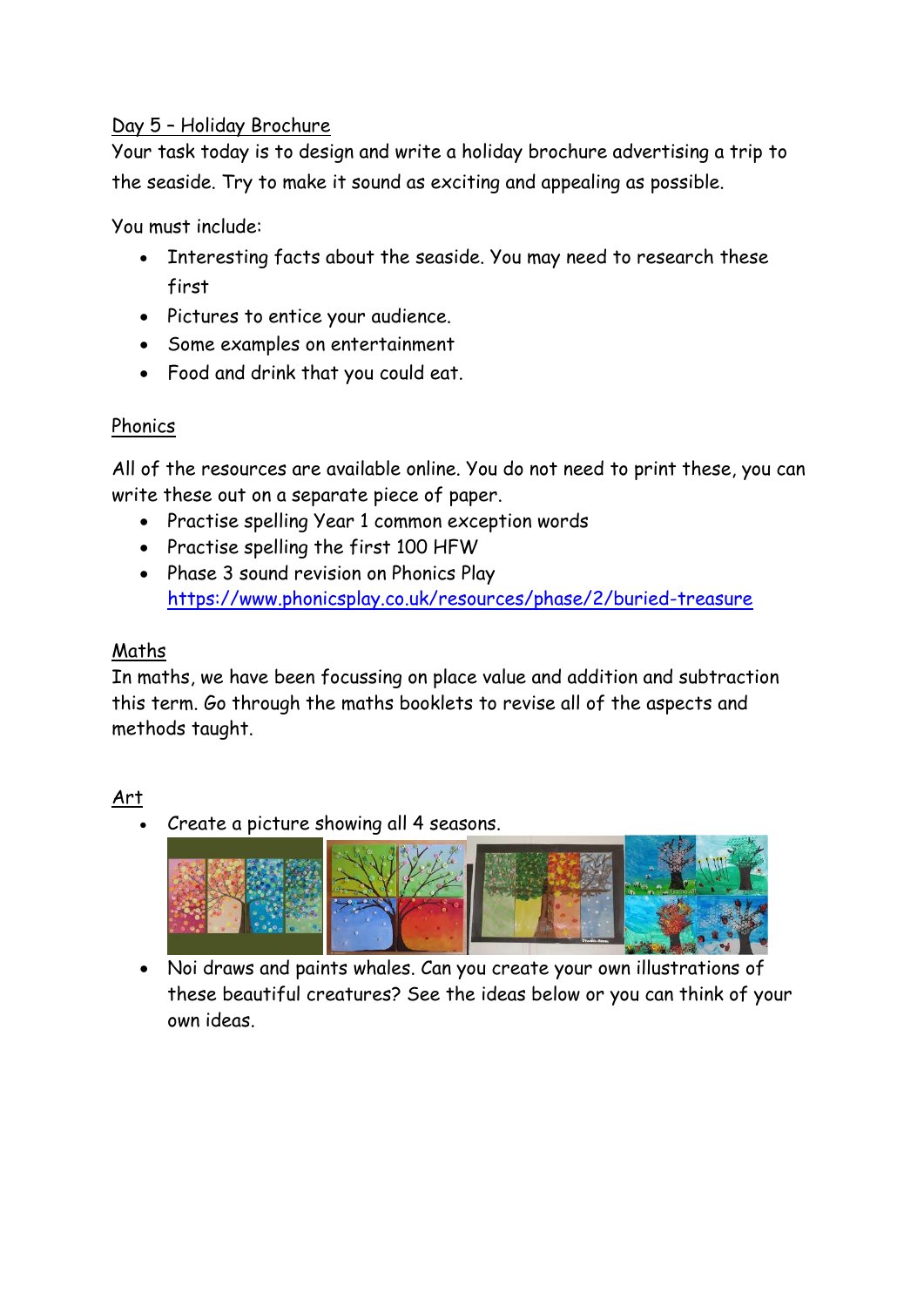Day 5 – Holiday Brochure

Your task today is to design and write a holiday brochure advertising a trip to the seaside. Try to make it sound as exciting and appealing as possible.

You must include:

- Interesting facts about the seaside. You may need to research these first
- Pictures to entice your audience.
- Some examples on entertainment
- Food and drink that you could eat.

Phonics

All of the resources are available online. You do not need to print these, you can write these out on a separate piece of paper.

- Practise spelling Year 1 common exception words
- Practise spelling the first 100 HFW
- Phase 3 sound revision on Phonics Play https://www.phonicsplay.co.uk/resources/phase/2/buried-treasure

Maths

In maths, we have been focussing on place value and addition and subtraction this term. Go through the maths booklets to revise all of the aspects and methods taught.

Art

- Create a picture showing all 4 seasons.
- Noi draws and paints whales. Can you create your own illustrations of these beautiful creatures? See the ideas below or you can think of your own ideas.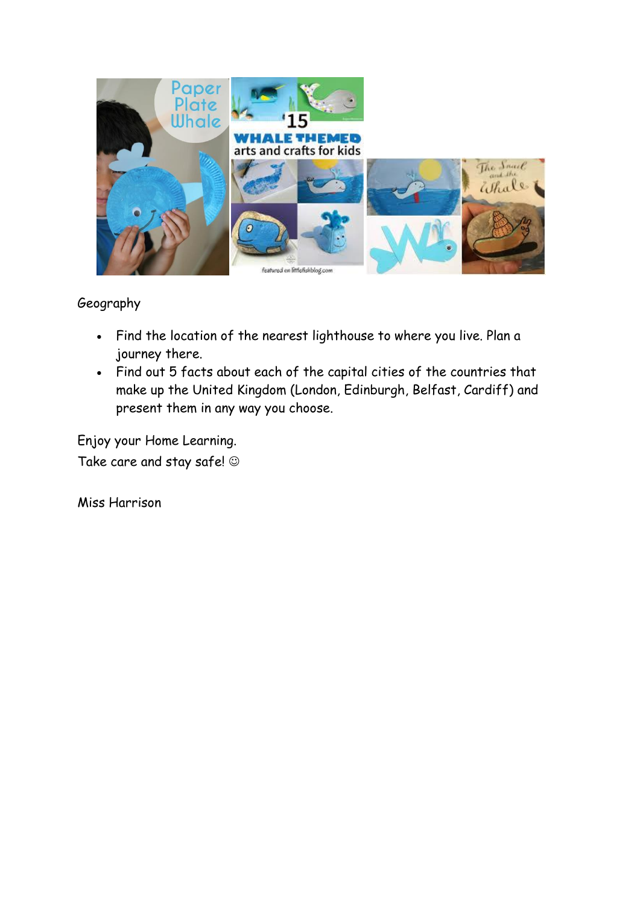Geography

- Find the location of the nearest lighthouse to where you live. Plan a journey there.
- Find out 5 facts about each of the capital cities of the countries that make up the United Kingdom (London, Edinburgh, Belfast, Cardiff) and present them in any way you choose.

Enjoy your Home Learning.
Take care and stay safe! ☺

Miss Harrison